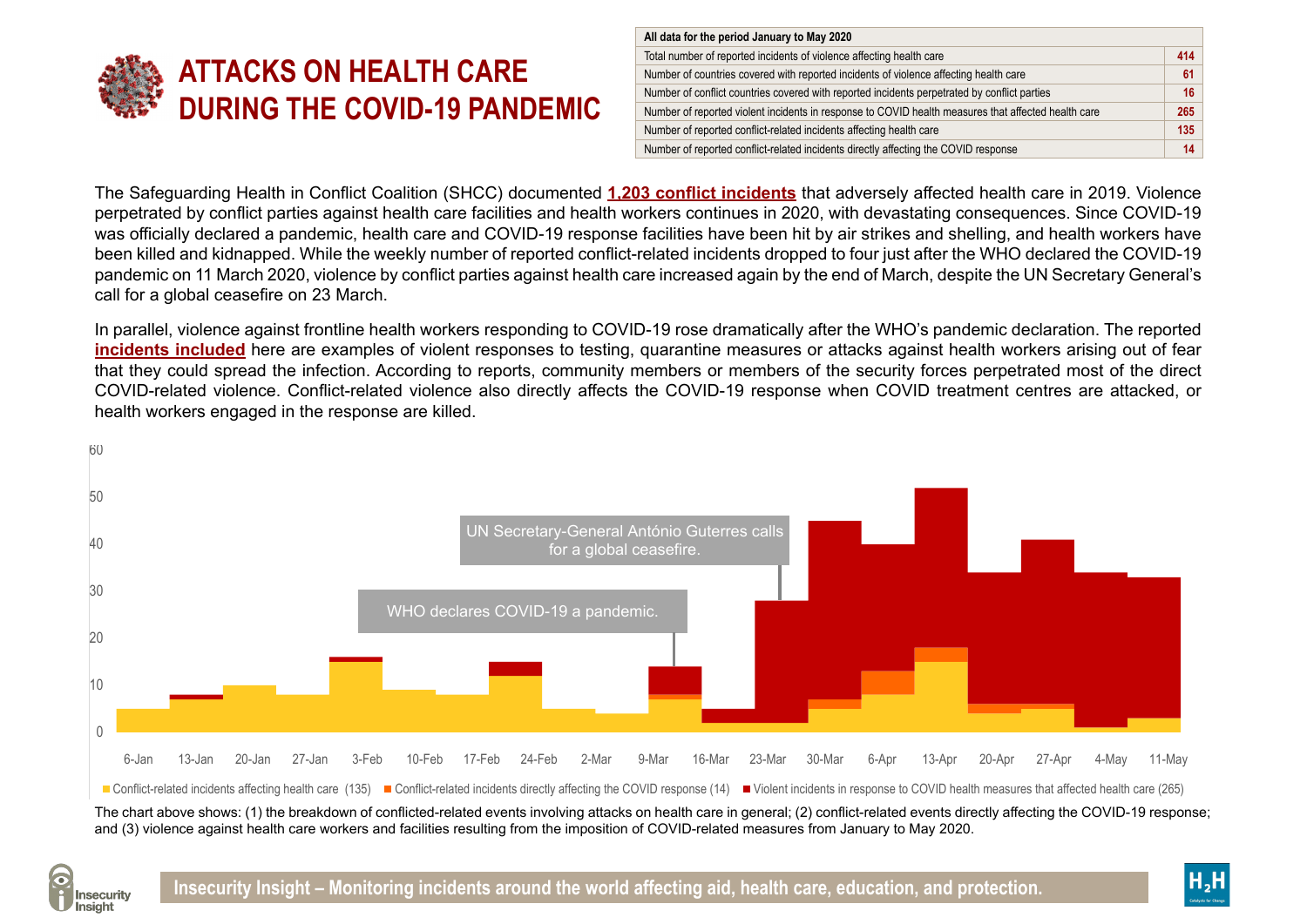# ATTACKS ON HEALTH CARE DURING THE COVID-19 PANDEMIC

| All data for the period January to May 2020 | |
|---|---|
| Total number of reported incidents of violence affecting health care | 414 |
| Number of countries covered with reported incidents of violence affecting health care | 61 |
| Number of conflict countries covered with reported incidents perpetrated by conflict parties | 16 |
| Number of reported violent incidents in response to COVID health measures that affected health care | 265 |
| Number of reported conflict-related incidents affecting health care | 135 |
| Number of reported conflict-related incidents directly affecting the COVID response | 14 |

The Safeguarding Health in Conflict Coalition (SHCC) documented **1,203 conflict incidents** that adversely affected health care in 2019. Violence perpetrated by conflict parties against health care facilities and health workers continues in 2020, with devastating consequences. Since COVID-19 was officially declared a pandemic, health care and COVID-19 response facilities have been hit by air strikes and shelling, and health workers have been killed and kidnapped. While the weekly number of reported conflict-related incidents dropped to four just after the WHO declared the COVID-19 pandemic on 11 March 2020, violence by conflict parties against health care increased again by the end of March, despite the UN Secretary General's call for a global ceasefire on 23 March.

In parallel, violence against frontline health workers responding to COVID-19 rose dramatically after the WHO's pandemic declaration. The reported **incidents included** here are examples of violent responses to testing, quarantine measures or attacks against health workers arising out of fear that they could spread the infection. According to reports, community members or members of the security forces perpetrated most of the direct COVID-related violence. Conflict-related violence also directly affects the COVID-19 response when COVID treatment centres are attacked, or health workers engaged in the response are killed.

WHO declares COVID-19 a pandemic.

UN Secretary-General António Guterres calls for a global ceasefire.

Conflict-related incidents affecting health care (135) | Conflict-related incidents directly affecting the COVID response (14) | Violent incidents in response to COVID health measures that affected health care (265)

The chart above shows: (1) the breakdown of conflicted-related events involving attacks on health care in general; (2) conflict-related events directly affecting the COVID-19 response; and (3) violence against health care workers and facilities resulting from the imposition of COVID-related measures from January to May 2020.

Insecurity Insight – Monitoring incidents around the world affecting aid, health care, education, and protection.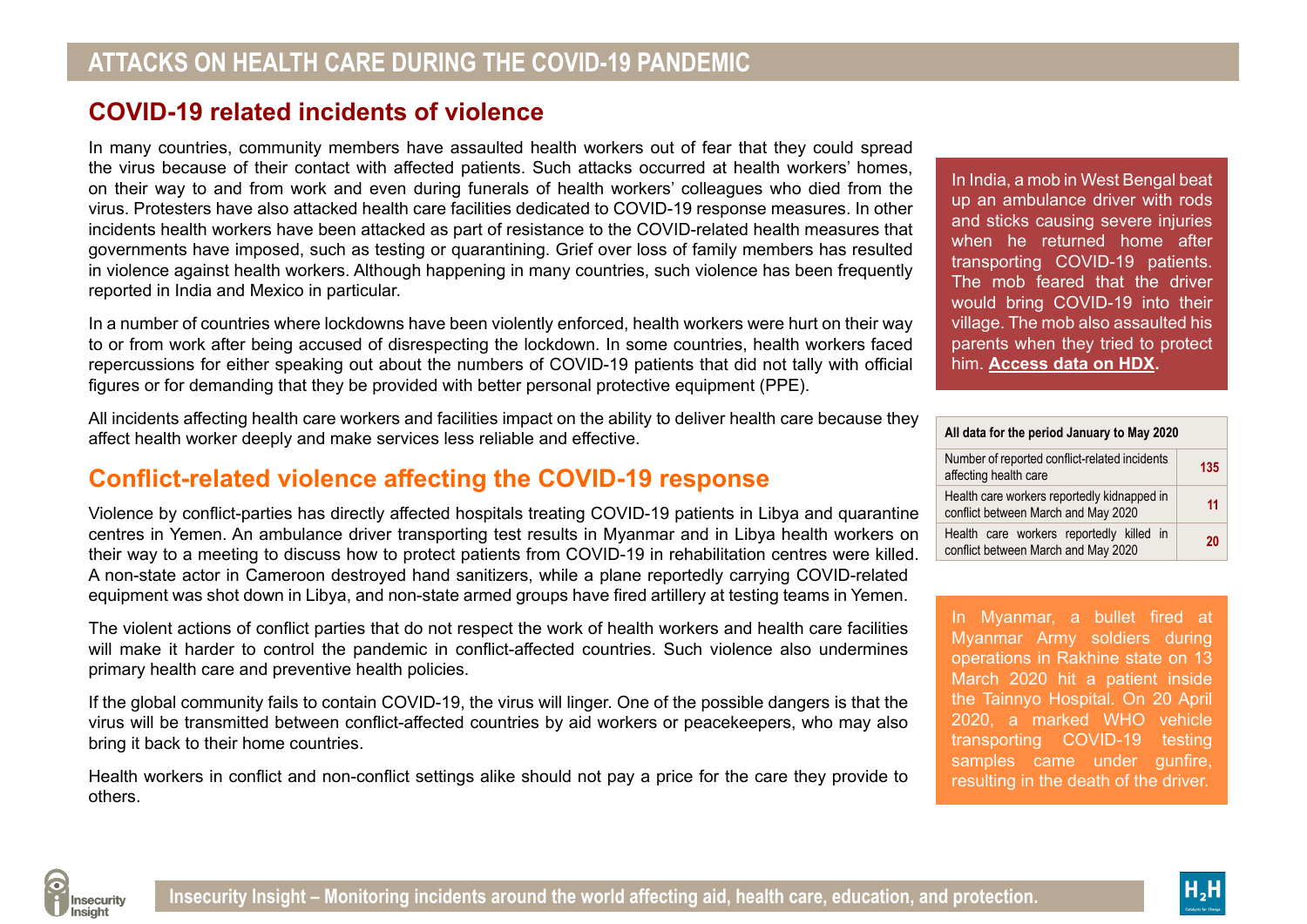# ATTACKS ON HEALTH CARE DURING THE COVID-19 PANDEMIC

## COVID-19 related incidents of violence

In many countries, community members have assaulted health workers out of fear that they could spread the virus because of their contact with affected patients. Such attacks occurred at health workers' homes, on their way to and from work and even during funerals of health workers' colleagues who died from the virus. Protesters have also attacked health care facilities dedicated to COVID-19 response measures. In other incidents health workers have been attacked as part of resistance to the COVID-related health measures that governments have imposed, such as testing or quarantining. Grief over loss of family members has resulted in violence against health workers. Although happening in many countries, such violence has been frequently reported in India and Mexico in particular.

In a number of countries where lockdowns have been violently enforced, health workers were hurt on their way to or from work after being accused of disrespecting the lockdown. In some countries, health workers faced repercussions for either speaking out about the numbers of COVID-19 patients that did not tally with official figures or for demanding that they be provided with better personal protective equipment (PPE).

All incidents affecting health care workers and facilities impact on the ability to deliver health care because they affect health worker deeply and make services less reliable and effective.

In India, a mob in West Bengal beat up an ambulance driver with rods and sticks causing severe injuries when he returned home after transporting COVID-19 patients. The mob feared that the driver would bring COVID-19 into their village. The mob also assaulted his parents when they tried to protect him. **Access data on HDX.**

| All data for the period January to May 2020 | |
|---|---|
| Number of reported conflict-related incidents affecting health care | 135 |
| Health care workers reportedly kidnapped in conflict between March and May 2020 | 11 |
| Health care workers reportedly killed in conflict between March and May 2020 | 20 |

## Conflict-related violence affecting the COVID-19 response

Violence by conflict-parties has directly affected hospitals treating COVID-19 patients in Libya and quarantine centres in Yemen. An ambulance driver transporting test results in Myanmar and in Libya health workers on their way to a meeting to discuss how to protect patients from COVID-19 in rehabilitation centres were killed. A non-state actor in Cameroon destroyed hand sanitizers, while a plane reportedly carrying COVID-related equipment was shot down in Libya, and non-state armed groups have fired artillery at testing teams in Yemen.

The violent actions of conflict parties that do not respect the work of health workers and health care facilities will make it harder to control the pandemic in conflict-affected countries. Such violence also undermines primary health care and preventive health policies.

If the global community fails to contain COVID-19, the virus will linger. One of the possible dangers is that the virus will be transmitted between conflict-affected countries by aid workers or peacekeepers, who may also bring it back to their home countries.

Health workers in conflict and non-conflict settings alike should not pay a price for the care they provide to others.

In Myanmar, a bullet fired at Myanmar Army soldiers during operations in Rakhine state on 13 March 2020 hit a patient inside the Tainnyo Hospital. On 20 April 2020, a marked WHO vehicle transporting COVID-19 testing samples came under gunfire, resulting in the death of the driver.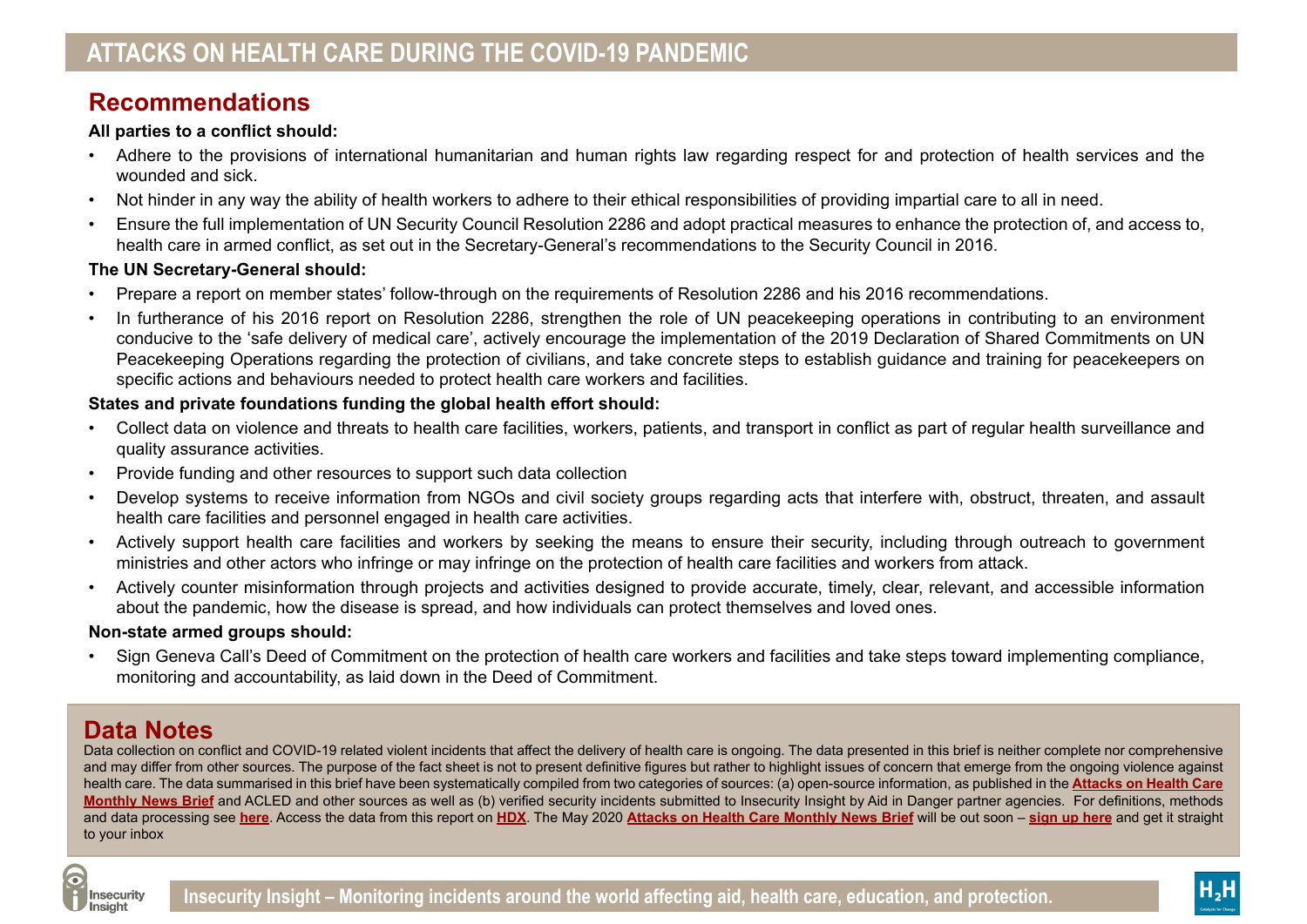## Recommendations

**All parties to a conflict should:**

- Adhere to the provisions of international humanitarian and human rights law regarding respect for and protection of health services and the wounded and sick.
- Not hinder in any way the ability of health workers to adhere to their ethical responsibilities of providing impartial care to all in need.
- Ensure the full implementation of UN Security Council Resolution 2286 and adopt practical measures to enhance the protection of, and access to, health care in armed conflict, as set out in the Secretary-General's recommendations to the Security Council in 2016.

**The UN Secretary-General should:**

- Prepare a report on member states' follow-through on the requirements of Resolution 2286 and his 2016 recommendations.
- In furtherance of his 2016 report on Resolution 2286, strengthen the role of UN peacekeeping operations in contributing to an environment conducive to the 'safe delivery of medical care', actively encourage the implementation of the 2019 Declaration of Shared Commitments on UN Peacekeeping Operations regarding the protection of civilians, and take concrete steps to establish guidance and training for peacekeepers on specific actions and behaviours needed to protect health care workers and facilities.

**States and private foundations funding the global health effort should:**

- Collect data on violence and threats to health care facilities, workers, patients, and transport in conflict as part of regular health surveillance and quality assurance activities.
- Provide funding and other resources to support such data collection
- Develop systems to receive information from NGOs and civil society groups regarding acts that interfere with, obstruct, threaten, and assault health care facilities and personnel engaged in health care activities.
- Actively support health care facilities and workers by seeking the means to ensure their security, including through outreach to government ministries and other actors who infringe or may infringe on the protection of health care facilities and workers from attack.
- Actively counter misinformation through projects and activities designed to provide accurate, timely, clear, relevant, and accessible information about the pandemic, how the disease is spread, and how individuals can protect themselves and loved ones.

**Non-state armed groups should:**

- Sign Geneva Call's Deed of Commitment on the protection of health care workers and facilities and take steps toward implementing compliance, monitoring and accountability, as laid down in the Deed of Commitment.

## Data Notes

Data collection on conflict and COVID-19 related violent incidents that affect the delivery of health care is ongoing. The data presented in this brief is neither complete nor comprehensive and may differ from other sources. The purpose of the fact sheet is not to present definitive figures but rather to highlight issues of concern that emerge from the ongoing violence against health care. The data summarised in this brief have been systematically compiled from two categories of sources: (a) open-source information, as published in the **Attacks on Health Care Monthly News Brief** and ACLED and other sources as well as (b) verified security incidents submitted to Insecurity Insight by Aid in Danger partner agencies. For definitions, methods and data processing see **here**. Access the data from this report on **HDX**. The May 2020 **Attacks on Health Care Monthly News Brief** will be out soon – **sign up here** and get it straight to your inbox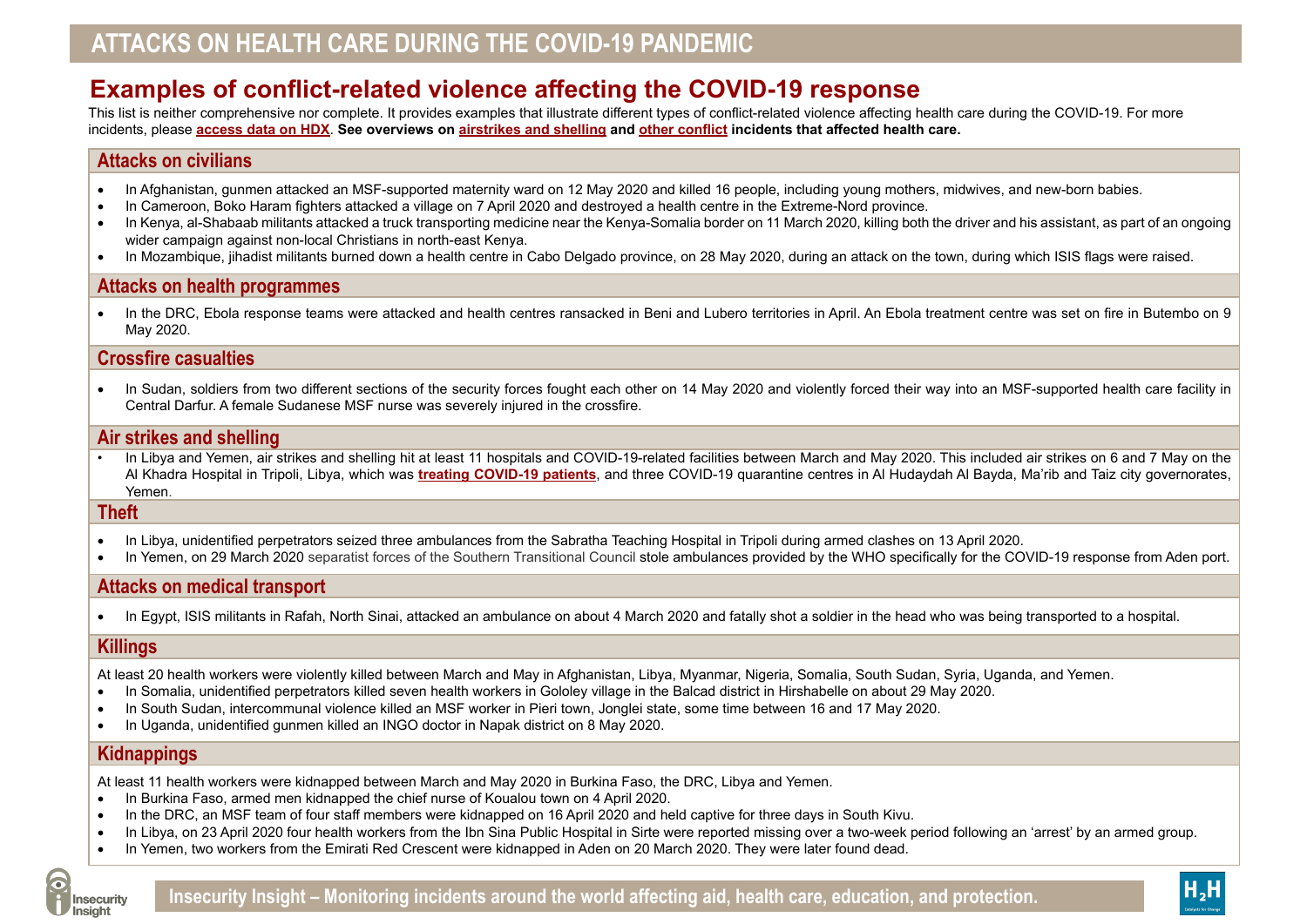# ATTACKS ON HEALTH CARE DURING THE COVID-19 PANDEMIC

## Examples of conflict-related violence affecting the COVID-19 response

This list is neither comprehensive nor complete. It provides examples that illustrate different types of conflict-related violence affecting health care during the COVID-19. For more incidents, please **access data on HDX**. **See overviews on airstrikes and shelling and other conflict incidents that affected health care.**

### Attacks on civilians

- In Afghanistan, gunmen attacked an MSF-supported maternity ward on 12 May 2020 and killed 16 people, including young mothers, midwives, and new-born babies.
- In Cameroon, Boko Haram fighters attacked a village on 7 April 2020 and destroyed a health centre in the Extreme-Nord province.
- In Kenya, al-Shabaab militants attacked a truck transporting medicine near the Kenya-Somalia border on 11 March 2020, killing both the driver and his assistant, as part of an ongoing wider campaign against non-local Christians in north-east Kenya.
- In Mozambique, jihadist militants burned down a health centre in Cabo Delgado province, on 28 May 2020, during an attack on the town, during which ISIS flags were raised.

### Attacks on health programmes

- In the DRC, Ebola response teams were attacked and health centres ransacked in Beni and Lubero territories in April. An Ebola treatment centre was set on fire in Butembo on 9 May 2020.

### Crossfire casualties

- In Sudan, soldiers from two different sections of the security forces fought each other on 14 May 2020 and violently forced their way into an MSF-supported health care facility in Central Darfur. A female Sudanese MSF nurse was severely injured in the crossfire.

### Air strikes and shelling

- In Libya and Yemen, air strikes and shelling hit at least 11 hospitals and COVID-19-related facilities between March and May 2020. This included air strikes on 6 and 7 May on the Al Khadra Hospital in Tripoli, Libya, which was **treating COVID-19 patients**, and three COVID-19 quarantine centres in Al Hudaydah Al Bayda, Ma'rib and Taiz city governorates, Yemen.

### Theft

- In Libya, unidentified perpetrators seized three ambulances from the Sabratha Teaching Hospital in Tripoli during armed clashes on 13 April 2020.
- In Yemen, on 29 March 2020 separatist forces of the Southern Transitional Council stole ambulances provided by the WHO specifically for the COVID-19 response from Aden port.

### Attacks on medical transport

- In Egypt, ISIS militants in Rafah, North Sinai, attacked an ambulance on about 4 March 2020 and fatally shot a soldier in the head who was being transported to a hospital.

### Killings

At least 20 health workers were violently killed between March and May in Afghanistan, Libya, Myanmar, Nigeria, Somalia, South Sudan, Syria, Uganda, and Yemen.

- In Somalia, unidentified perpetrators killed seven health workers in Gololey village in the Balcad district in Hirshabelle on about 29 May 2020.
- In South Sudan, intercommunal violence killed an MSF worker in Pieri town, Jonglei state, some time between 16 and 17 May 2020.
- In Uganda, unidentified gunmen killed an INGO doctor in Napak district on 8 May 2020.

### Kidnappings

At least 11 health workers were kidnapped between March and May 2020 in Burkina Faso, the DRC, Libya and Yemen.

- In Burkina Faso, armed men kidnapped the chief nurse of Koualou town on 4 April 2020.
- In the DRC, an MSF team of four staff members were kidnapped on 16 April 2020 and held captive for three days in South Kivu.
- In Libya, on 23 April 2020 four health workers from the Ibn Sina Public Hospital in Sirte were reported missing over a two-week period following an 'arrest' by an armed group.
- In Yemen, two workers from the Emirati Red Crescent were kidnapped in Aden on 20 March 2020. They were later found dead.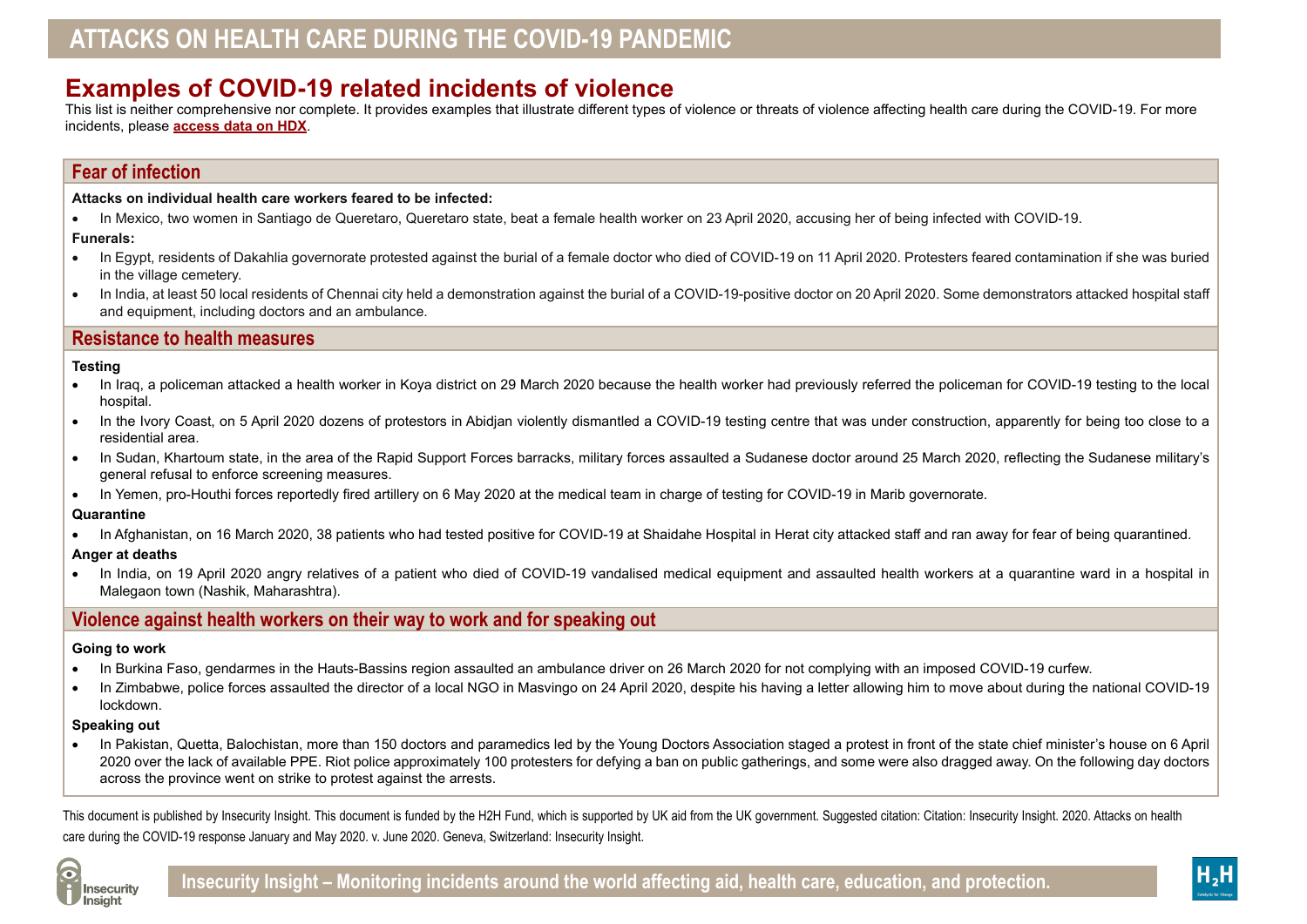# ATTACKS ON HEALTH CARE DURING THE COVID-19 PANDEMIC

## Examples of COVID-19 related incidents of violence

This list is neither comprehensive nor complete. It provides examples that illustrate different types of violence or threats of violence affecting health care during the COVID-19. For more incidents, please **access data on HDX**.

### Fear of infection

**Attacks on individual health care workers feared to be infected:**

- In Mexico, two women in Santiago de Queretaro, Queretaro state, beat a female health worker on 23 April 2020, accusing her of being infected with COVID-19.

**Funerals:**

- In Egypt, residents of Dakahlia governorate protested against the burial of a female doctor who died of COVID-19 on 11 April 2020. Protesters feared contamination if she was buried in the village cemetery.
- In India, at least 50 local residents of Chennai city held a demonstration against the burial of a COVID-19-positive doctor on 20 April 2020. Some demonstrators attacked hospital staff and equipment, including doctors and an ambulance.

### Resistance to health measures

**Testing**

- In Iraq, a policeman attacked a health worker in Koya district on 29 March 2020 because the health worker had previously referred the policeman for COVID-19 testing to the local hospital.
- In the Ivory Coast, on 5 April 2020 dozens of protestors in Abidjan violently dismantled a COVID-19 testing centre that was under construction, apparently for being too close to a residential area.
- In Sudan, Khartoum state, in the area of the Rapid Support Forces barracks, military forces assaulted a Sudanese doctor around 25 March 2020, reflecting the Sudanese military's general refusal to enforce screening measures.
- In Yemen, pro-Houthi forces reportedly fired artillery on 6 May 2020 at the medical team in charge of testing for COVID-19 in Marib governorate.

**Quarantine**

- In Afghanistan, on 16 March 2020, 38 patients who had tested positive for COVID-19 at Shaidahe Hospital in Herat city attacked staff and ran away for fear of being quarantined.

**Anger at deaths**

- In India, on 19 April 2020 angry relatives of a patient who died of COVID-19 vandalised medical equipment and assaulted health workers at a quarantine ward in a hospital in Malegaon town (Nashik, Maharashtra).

### Violence against health workers on their way to work and for speaking out

**Going to work**

- In Burkina Faso, gendarmes in the Hauts-Bassins region assaulted an ambulance driver on 26 March 2020 for not complying with an imposed COVID-19 curfew.
- In Zimbabwe, police forces assaulted the director of a local NGO in Masvingo on 24 April 2020, despite his having a letter allowing him to move about during the national COVID-19 lockdown.

**Speaking out**

- In Pakistan, Quetta, Balochistan, more than 150 doctors and paramedics led by the Young Doctors Association staged a protest in front of the state chief minister's house on 6 April 2020 over the lack of available PPE. Riot police approximately 100 protesters for defying a ban on public gatherings, and some were also dragged away. On the following day doctors across the province went on strike to protest against the arrests.

This document is published by Insecurity Insight. This document is funded by the H2H Fund, which is supported by UK aid from the UK government. Suggested citation: Citation: Insecurity Insight. 2020. Attacks on health care during the COVID-19 response January and May 2020. v. June 2020. Geneva, Switzerland: Insecurity Insight.

Insecurity Insight – Monitoring incidents around the world affecting aid, health care, education, and protection.